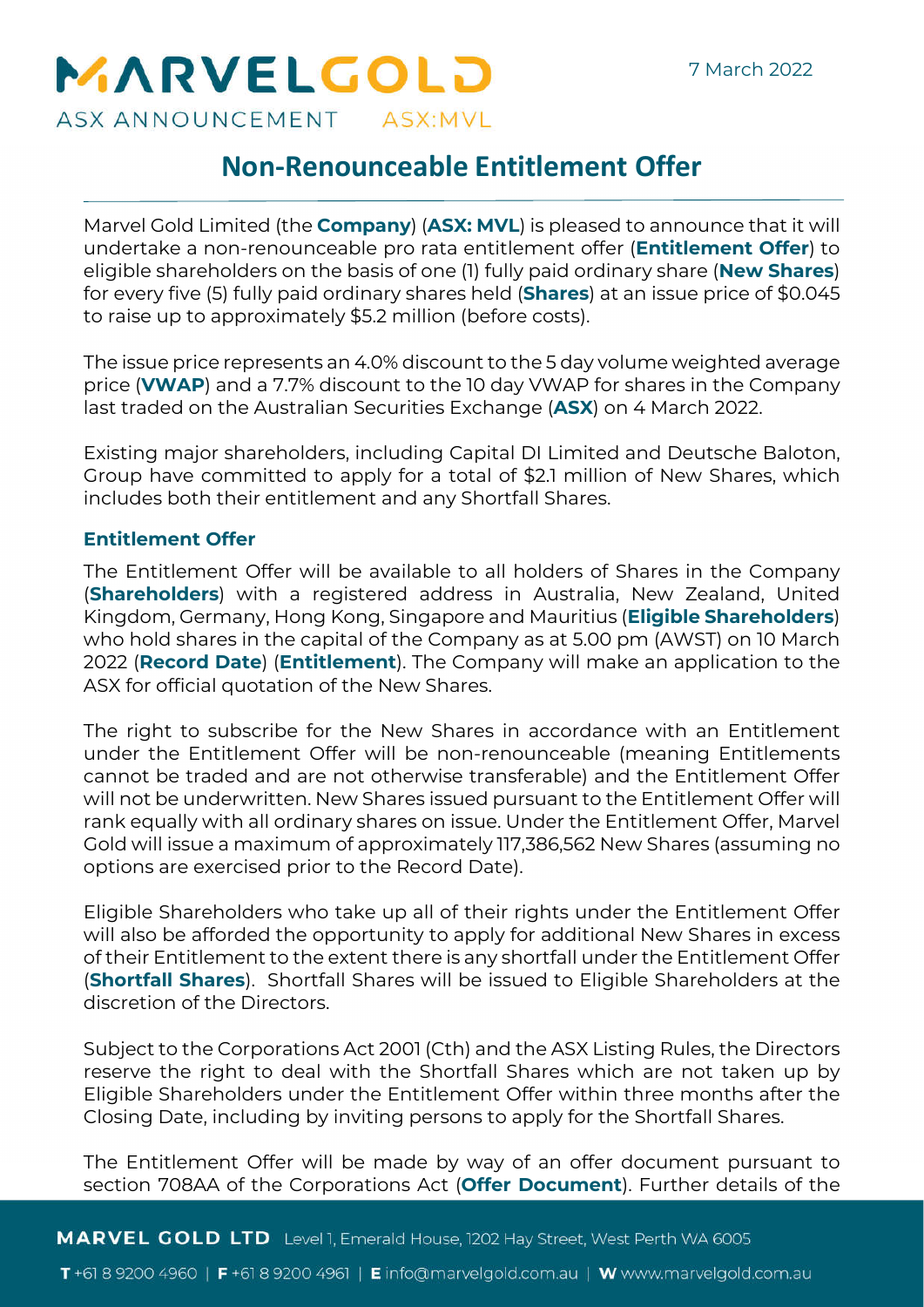MARVELGOLD

ASX ANNOUNCEMENT ASX:MVL

7 March 2022

# Non-Renounceable Entitlement Offer

Marvel Gold Limited (the **Company**) (**ASX: MVL**) is pleased to announce that it will undertake a non-renounceable pro rata entitlement offer (**Entitlement Offer**) to eligible shareholders on the basis of one (1) fully paid ordinary share (**New Shares**) for every five (5) fully paid ordinary shares held (**Shares**) at an issue price of $0.045 to raise up to approximately $5.2 million (before costs).

The issue price represents an 4.0% discount to the 5 day volume weighted average price (**VWAP**) and a 7.7% discount to the 10 day VWAP for shares in the Company last traded on the Australian Securities Exchange (**ASX**) on 4 March 2022.

Existing major shareholders, including Capital DI Limited and Deutsche Baloton, Group have committed to apply for a total of $2.1 million of New Shares, which includes both their entitlement and any Shortfall Shares.

## Entitlement Offer

The Entitlement Offer will be available to all holders of Shares in the Company (**Shareholders**) with a registered address in Australia, New Zealand, United Kingdom, Germany, Hong Kong, Singapore and Mauritius (**Eligible Shareholders**) who hold shares in the capital of the Company as at 5.00 pm (AWST) on 10 March 2022 (**Record Date**) (**Entitlement**). The Company will make an application to the ASX for official quotation of the New Shares.

The right to subscribe for the New Shares in accordance with an Entitlement under the Entitlement Offer will be non-renounceable (meaning Entitlements cannot be traded and are not otherwise transferable) and the Entitlement Offer will not be underwritten. New Shares issued pursuant to the Entitlement Offer will rank equally with all ordinary shares on issue. Under the Entitlement Offer, Marvel Gold will issue a maximum of approximately 117,386,562 New Shares (assuming no options are exercised prior to the Record Date).

Eligible Shareholders who take up all of their rights under the Entitlement Offer will also be afforded the opportunity to apply for additional New Shares in excess of their Entitlement to the extent there is any shortfall under the Entitlement Offer (**Shortfall Shares**). Shortfall Shares will be issued to Eligible Shareholders at the discretion of the Directors.

Subject to the Corporations Act 2001 (Cth) and the ASX Listing Rules, the Directors reserve the right to deal with the Shortfall Shares which are not taken up by Eligible Shareholders under the Entitlement Offer within three months after the Closing Date, including by inviting persons to apply for the Shortfall Shares.

The Entitlement Offer will be made by way of an offer document pursuant to section 708AA of the Corporations Act (**Offer Document**). Further details of the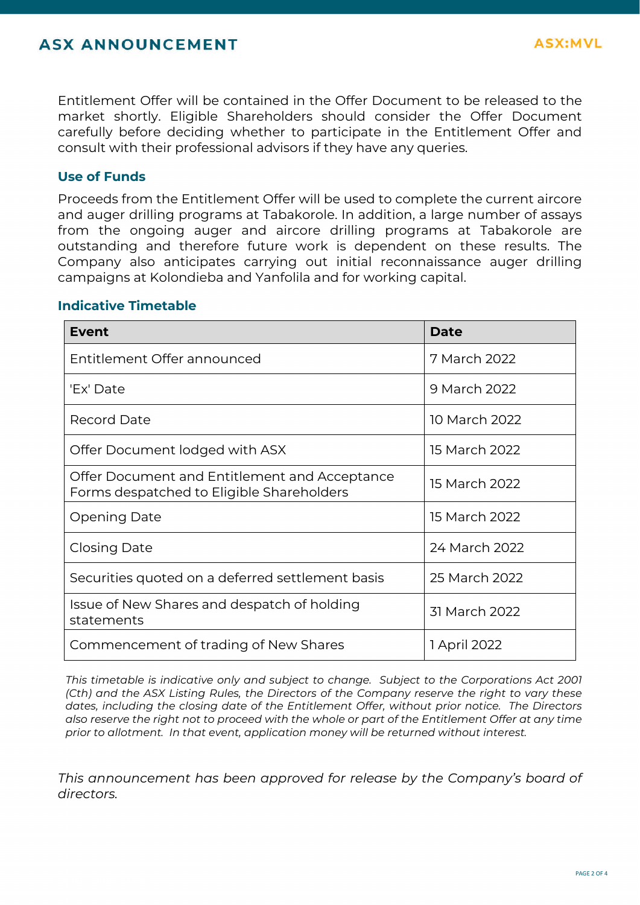Entitlement Offer will be contained in the Offer Document to be released to the market shortly. Eligible Shareholders should consider the Offer Document carefully before deciding whether to participate in the Entitlement Offer and consult with their professional advisors if they have any queries.

## Use of Funds

Proceeds from the Entitlement Offer will be used to complete the current aircore and auger drilling programs at Tabakorole. In addition, a large number of assays from the ongoing auger and aircore drilling programs at Tabakorole are outstanding and therefore future work is dependent on these results. The Company also anticipates carrying out initial reconnaissance auger drilling campaigns at Kolondieba and Yanfolila and for working capital.

## Indicative Timetable

| Event | Date |
|---|---|
| Entitlement Offer announced | 7 March 2022 |
| 'Ex' Date | 9 March 2022 |
| Record Date | 10 March 2022 |
| Offer Document lodged with ASX | 15 March 2022 |
| Offer Document and Entitlement and Acceptance Forms despatched to Eligible Shareholders | 15 March 2022 |
| Opening Date | 15 March 2022 |
| Closing Date | 24 March 2022 |
| Securities quoted on a deferred settlement basis | 25 March 2022 |
| Issue of New Shares and despatch of holding statements | 31 March 2022 |
| Commencement of trading of New Shares | 1 April 2022 |

*This timetable is indicative only and subject to change. Subject to the Corporations Act 2001 (Cth) and the ASX Listing Rules, the Directors of the Company reserve the right to vary these dates, including the closing date of the Entitlement Offer, without prior notice. The Directors also reserve the right not to proceed with the whole or part of the Entitlement Offer at any time prior to allotment. In that event, application money will be returned without interest.*

*This announcement has been approved for release by the Company's board of directors.*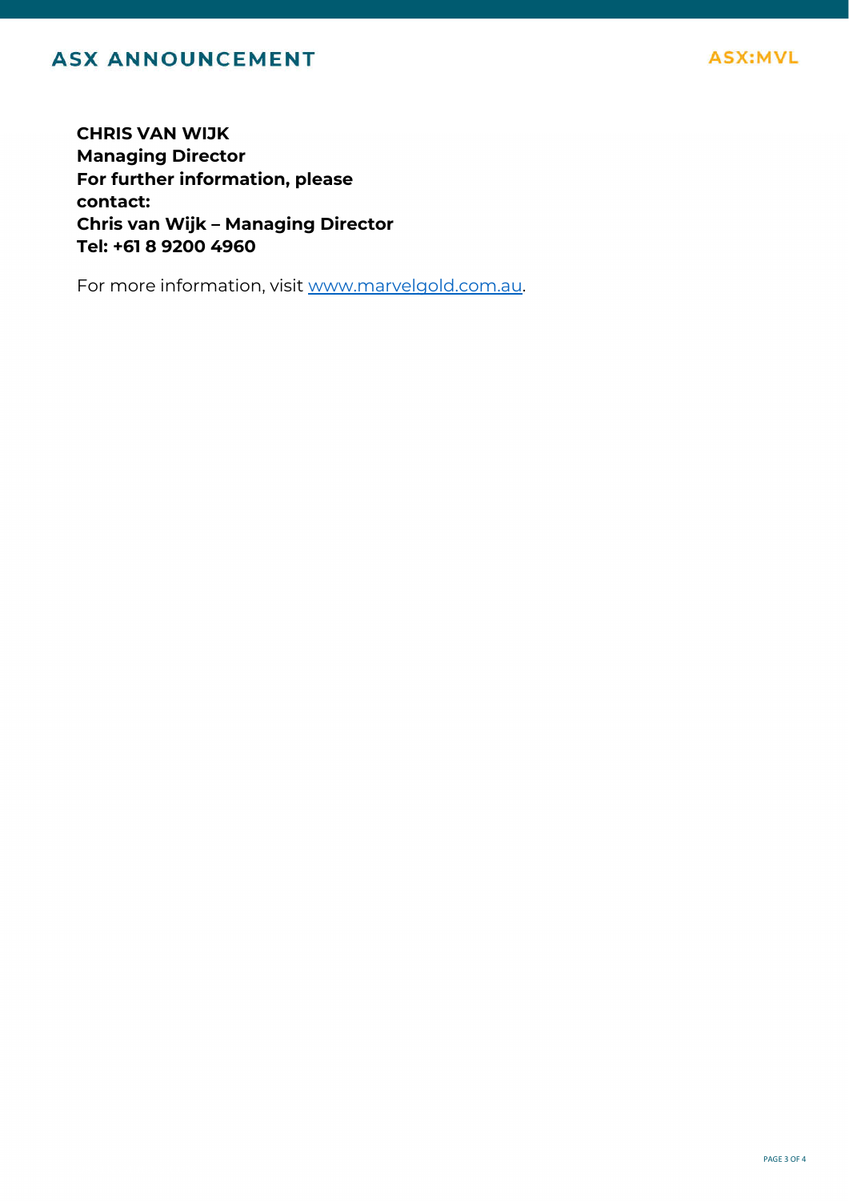**CHRIS VAN WIJK**
**Managing Director**
**For further information, please contact:**
**Chris van Wijk – Managing Director**
**Tel: +61 8 9200 4960**

For more information, visit www.marvelgold.com.au.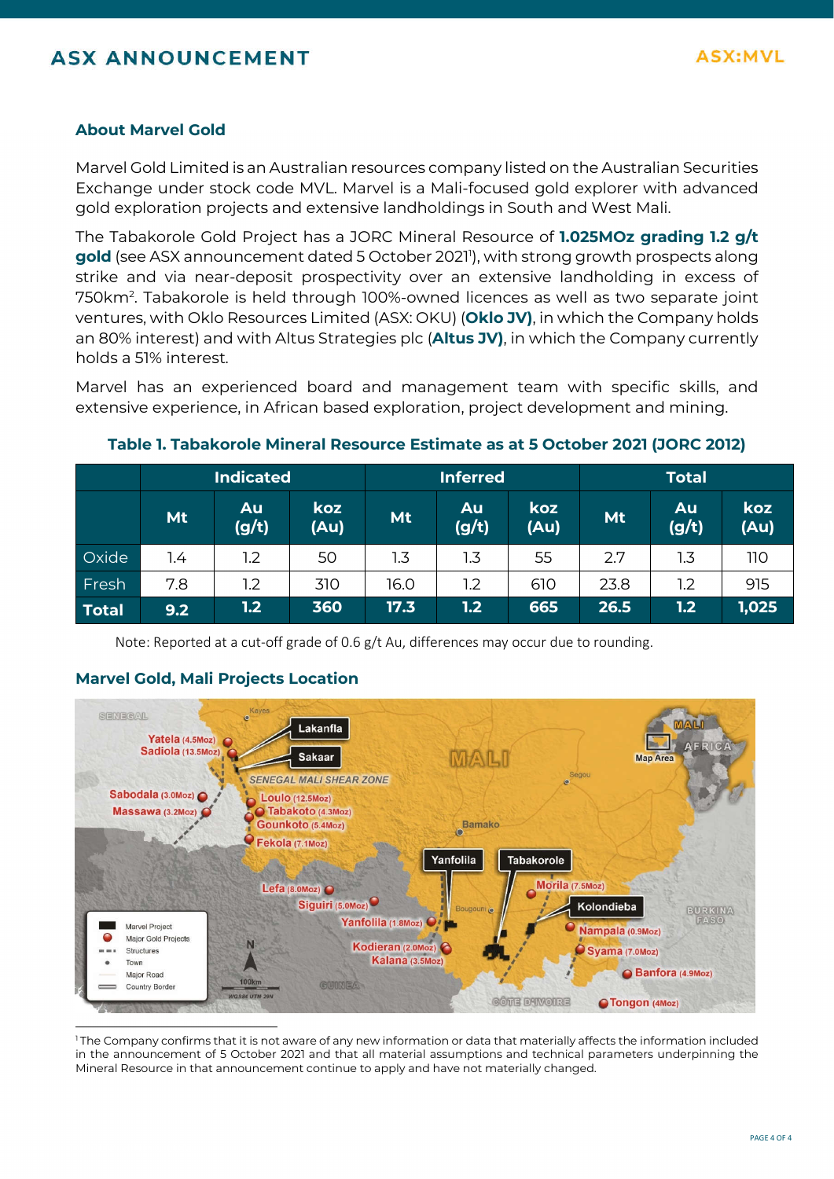## About Marvel Gold

Marvel Gold Limited is an Australian resources company listed on the Australian Securities Exchange under stock code MVL. Marvel is a Mali-focused gold explorer with advanced gold exploration projects and extensive landholdings in South and West Mali.

The Tabakorole Gold Project has a JORC Mineral Resource of **1.025MOz grading 1.2 g/t gold** (see ASX announcement dated 5 October 2021[1]), with strong growth prospects along strike and via near-deposit prospectivity over an extensive landholding in excess of 750km². Tabakorole is held through 100%-owned licences as well as two separate joint ventures, with Oklo Resources Limited (ASX: OKU) (**Oklo JV)**, in which the Company holds an 80% interest) and with Altus Strategies plc (**Altus JV)**, in which the Company currently holds a 51% interest.

Marvel has an experienced board and management team with specific skills, and extensive experience, in African based exploration, project development and mining.

**Table 1. Tabakorole Mineral Resource Estimate as at 5 October 2021 (JORC 2012)**

| | Indicated | | | Inferred | | | Total | | |
|---|---|---|---|---|---|---|---|---|---|
| | Mt | Au (g/t) | koz (Au) | Mt | Au (g/t) | koz (Au) | Mt | Au (g/t) | koz (Au) |
| Oxide | 1.4 | 1.2 | 50 | 1.3 | 1.3 | 55 | 2.7 | 1.3 | 110 |
| Fresh | 7.8 | 1.2 | 310 | 16.0 | 1.2 | 610 | 23.8 | 1.2 | 915 |
| **Total** | **9.2** | **1.2** | **360** | **17.3** | **1.2** | **665** | **26.5** | **1.2** | **1,025** |

Note: Reported at a cut-off grade of 0.6 g/t Au, differences may occur due to rounding.

## Marvel Gold, Mali Projects Location

SENEGAL
Kayes
Lakanfla
Yatela (4.5Moz)
Sadiola (13.5Moz)
Sakaar
MALI
SENEGAL MALI SHEAR ZONE
Segou
Sabodala (3.0Moz)
Massawa (3.2Moz)
Loulo (12.5Moz)
Tabakoto (4.3Moz)
Gounkoto (5.4Moz)
Fekola (7.1Moz)
Bamako
Yanfolila
Tabakorole
Morila (7.5Moz)
Lefa (8.0Moz)
Siguiri (5.0Moz)
Bougouni
Kolondieba
Yanfolila (1.8Moz)
Nampala (0.9Moz)
Kodieran (2.0Moz)
Kalana (3.5Moz)
Syama (7.0Moz)
Banfora (4.9Moz)
BURKINA FASO
GUINEA
CÔTE D'IVOIRE
Tongon (4Moz)
MALI
AFRICA
Map Area
Marvel Project
Major Gold Projects
Structures
Town
Major Road
Country Border
N
100km
WGS84 UTM 29N

---

[1] The Company confirms that it is not aware of any new information or data that materially affects the information included in the announcement of 5 October 2021 and that all material assumptions and technical parameters underpinning the Mineral Resource in that announcement continue to apply and have not materially changed.